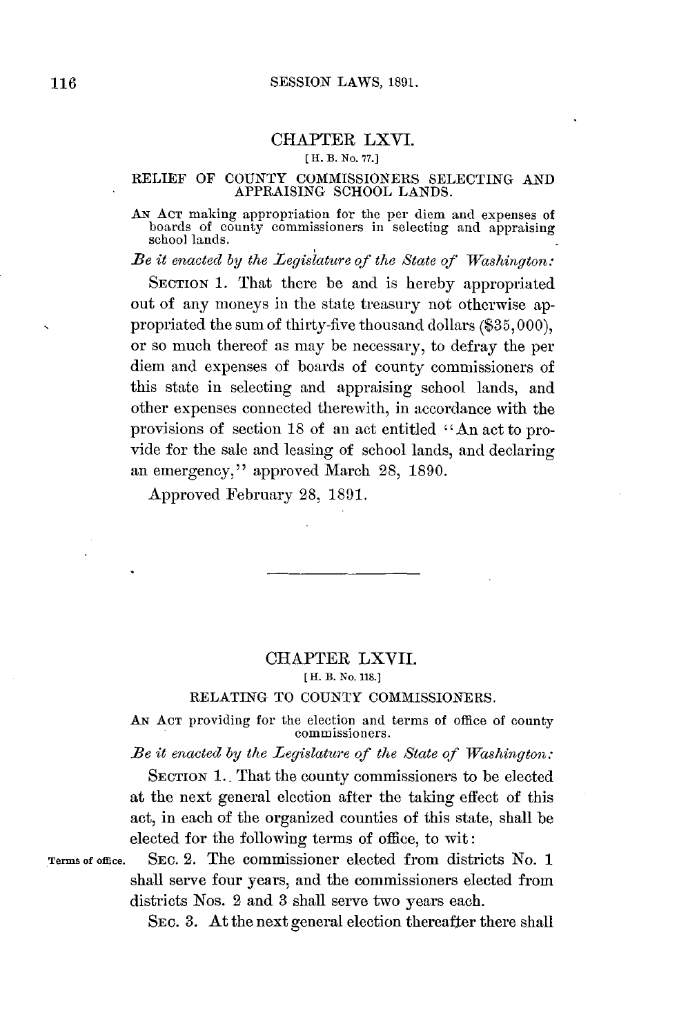## CHAPTER LXVI.

[H. B. No. 77.]

### RELIEF OF COUNTY COMMISSIONERS SELECTING AND APPRAISING SCHOOL LANDS.

AN ACT making appropriation for the per diem and expenses of boards of county commissioners in selecting and appraising school lands.

*Be it enacted by the Legislature of the State of Washington:*

SECTION 1. That there be and is hereby appropriated out of any moneys in the state treasury not otherwise appropriated the sum of thirty-five thousand dollars ($35,000), or so much thereof as may be necessary, to defray the per diem and expenses of boards of county commissioners of this state in selecting and appraising school lands, and other expenses connected therewith, in accordance with the provisions of section 18 of an act entitled "An act to provide for the sale and leasing of school lands, and declaring an emergency," approved March 28, 1890.

Approved February 28, 1891.

---

## CHAPTER LXVII.

[H. B. No. 118.]

### RELATING TO COUNTY COMMISSIONERS.

AN ACT providing for the election and terms of office of county commissioners.

*Be it enacted by the Legislature of the State of Washington:*

SECTION 1. That the county commissioners to be elected at the next general election after the taking effect of this act, in each of the organized counties of this state, shall be elected for the following terms of office, to wit:

Terms of office. SEC. 2. The commissioner elected from districts No. 1 shall serve four years, and the commissioners elected from districts Nos. 2 and 3 shall serve two years each.

SEC. 3. At the next general election thereafter there shall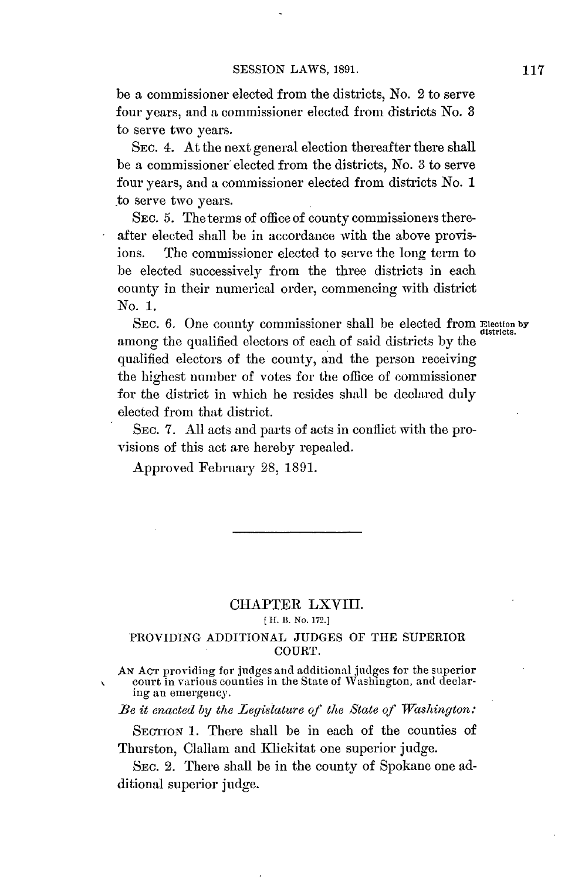be a commissioner elected from the districts, No. 2 to serve four years, and a commissioner elected from districts No. 3 to serve two years.

SEC. 4. At the next general election thereafter there shall be a commissioner elected from the districts, No. 3 to serve four years, and a commissioner elected from districts No. 1 to serve two years.

SEC. 5. The terms of office of county commissioners thereafter elected shall be in accordance with the above provisions. The commissioner elected to serve the long term to be elected successively from the three districts in each county in their numerical order, commencing with district No. 1.

SEC. 6. One county commissioner shall be elected from among the qualified electors of each of said districts by the qualified electors of the county, and the person receiving the highest number of votes for the office of commissioner for the district in which he resides shall be declared duly elected from that district.

*Election by districts.*

SEC. 7. All acts and parts of acts in conflict with the provisions of this act are hereby repealed.

Approved February 28, 1891.

---

## CHAPTER LXVIII.

[H. B. No. 172.]

### PROVIDING ADDITIONAL JUDGES OF THE SUPERIOR COURT.

AN ACT providing for judges and additional judges for the superior court in various counties in the State of Washington, and declaring an emergency.

*Be it enacted by the Legislature of the State of Washington:*

SECTION 1. There shall be in each of the counties of Thurston, Clallam and Klickitat one superior judge.

SEC. 2. There shall be in the county of Spokane one additional superior judge.